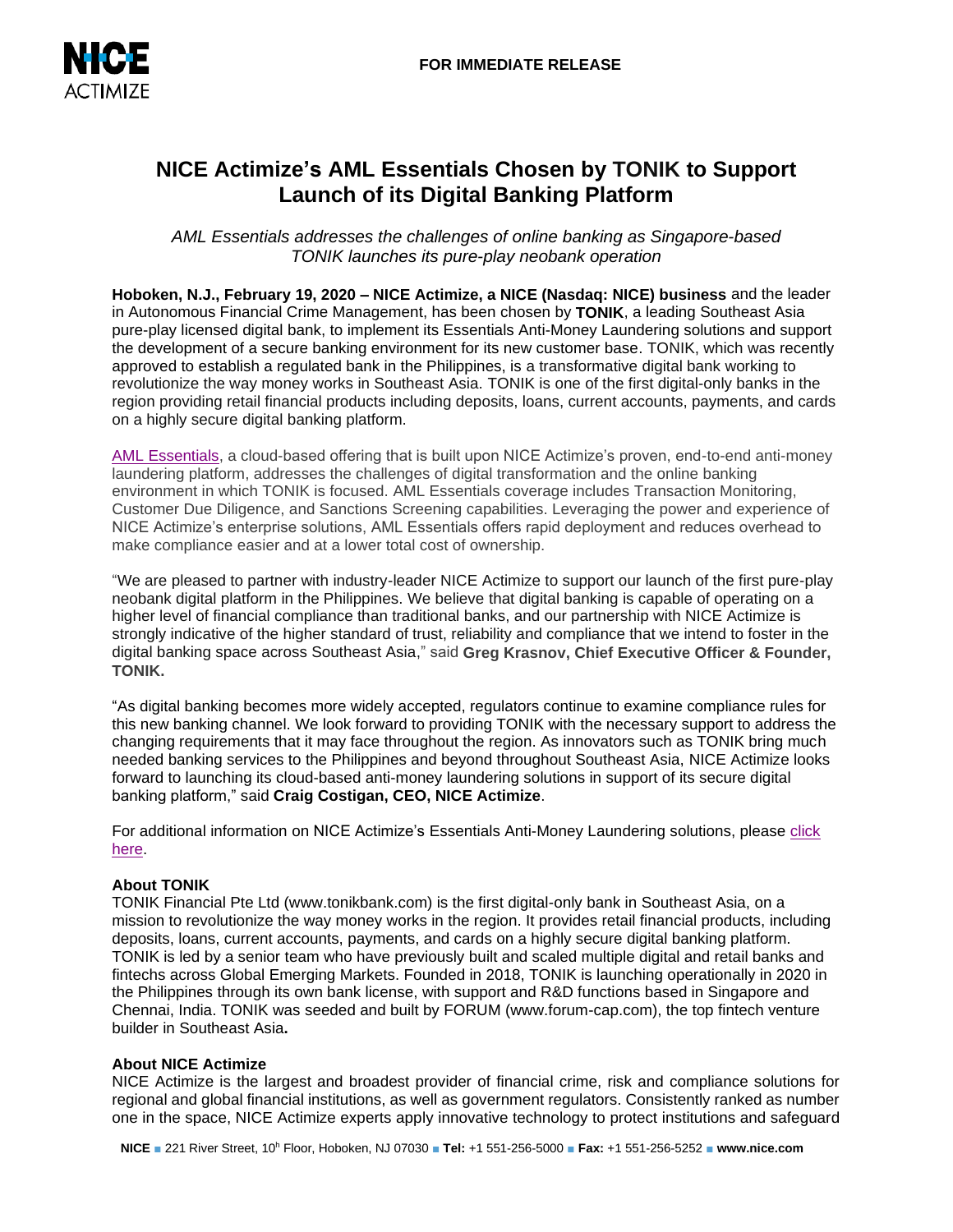**FOR IMMEDIATE RELEASE**

# NICE Actimize's AML Essentials Chosen by TONIK to Support Launch of its Digital Banking Platform

*AML Essentials addresses the challenges of online banking as Singapore-based TONIK launches its pure-play neobank operation*

**Hoboken, N.J., February 19, 2020 – NICE Actimize, a NICE (Nasdaq: NICE) business** and the leader in Autonomous Financial Crime Management, has been chosen by **TONIK**, a leading Southeast Asia pure-play licensed digital bank, to implement its Essentials Anti-Money Laundering solutions and support the development of a secure banking environment for its new customer base. TONIK, which was recently approved to establish a regulated bank in the Philippines, is a transformative digital bank working to revolutionize the way money works in Southeast Asia. TONIK is one of the first digital-only banks in the region providing retail financial products including deposits, loans, current accounts, payments, and cards on a highly secure digital banking platform.

AML Essentials, a cloud-based offering that is built upon NICE Actimize's proven, end-to-end anti-money laundering platform, addresses the challenges of digital transformation and the online banking environment in which TONIK is focused. AML Essentials coverage includes Transaction Monitoring, Customer Due Diligence, and Sanctions Screening capabilities. Leveraging the power and experience of NICE Actimize's enterprise solutions, AML Essentials offers rapid deployment and reduces overhead to make compliance easier and at a lower total cost of ownership.

"We are pleased to partner with industry-leader NICE Actimize to support our launch of the first pure-play neobank digital platform in the Philippines. We believe that digital banking is capable of operating on a higher level of financial compliance than traditional banks, and our partnership with NICE Actimize is strongly indicative of the higher standard of trust, reliability and compliance that we intend to foster in the digital banking space across Southeast Asia," said **Greg Krasnov, Chief Executive Officer & Founder, TONIK.**

"As digital banking becomes more widely accepted, regulators continue to examine compliance rules for this new banking channel. We look forward to providing TONIK with the necessary support to address the changing requirements that it may face throughout the region. As innovators such as TONIK bring much needed banking services to the Philippines and beyond throughout Southeast Asia, NICE Actimize looks forward to launching its cloud-based anti-money laundering solutions in support of its secure digital banking platform," said **Craig Costigan, CEO, NICE Actimize**.

For additional information on NICE Actimize's Essentials Anti-Money Laundering solutions, please click here.

**About TONIK**

TONIK Financial Pte Ltd (www.tonikbank.com) is the first digital-only bank in Southeast Asia, on a mission to revolutionize the way money works in the region. It provides retail financial products, including deposits, loans, current accounts, payments, and cards on a highly secure digital banking platform. TONIK is led by a senior team who have previously built and scaled multiple digital and retail banks and fintechs across Global Emerging Markets. Founded in 2018, TONIK is launching operationally in 2020 in the Philippines through its own bank license, with support and R&D functions based in Singapore and Chennai, India. TONIK was seeded and built by FORUM (www.forum-cap.com), the top fintech venture builder in Southeast Asia**.**

**About NICE Actimize**

NICE Actimize is the largest and broadest provider of financial crime, risk and compliance solutions for regional and global financial institutions, as well as government regulators. Consistently ranked as number one in the space, NICE Actimize experts apply innovative technology to protect institutions and safeguard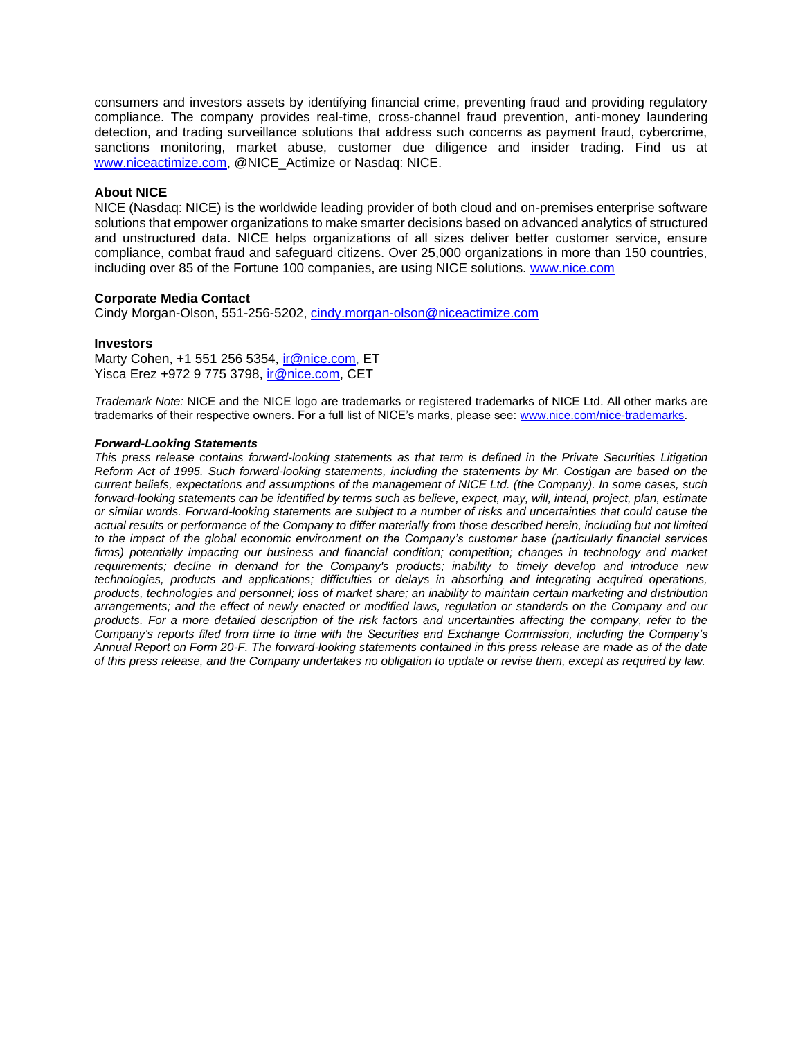consumers and investors assets by identifying financial crime, preventing fraud and providing regulatory compliance. The company provides real-time, cross-channel fraud prevention, anti-money laundering detection, and trading surveillance solutions that address such concerns as payment fraud, cybercrime, sanctions monitoring, market abuse, customer due diligence and insider trading. Find us at www.niceactimize.com, @NICE_Actimize or Nasdaq: NICE.

**About NICE**

NICE (Nasdaq: NICE) is the worldwide leading provider of both cloud and on-premises enterprise software solutions that empower organizations to make smarter decisions based on advanced analytics of structured and unstructured data. NICE helps organizations of all sizes deliver better customer service, ensure compliance, combat fraud and safeguard citizens. Over 25,000 organizations in more than 150 countries, including over 85 of the Fortune 100 companies, are using NICE solutions. www.nice.com

**Corporate Media Contact**

Cindy Morgan-Olson, 551-256-5202, cindy.morgan-olson@niceactimize.com

**Investors**

Marty Cohen, +1 551 256 5354, ir@nice.com, ET
Yisca Erez +972 9 775 3798, ir@nice.com, CET

*Trademark Note:* NICE and the NICE logo are trademarks or registered trademarks of NICE Ltd. All other marks are trademarks of their respective owners. For a full list of NICE's marks, please see: www.nice.com/nice-trademarks.

***Forward-Looking Statements***

*This press release contains forward-looking statements as that term is defined in the Private Securities Litigation Reform Act of 1995. Such forward-looking statements, including the statements by Mr. Costigan are based on the current beliefs, expectations and assumptions of the management of NICE Ltd. (the Company). In some cases, such forward-looking statements can be identified by terms such as believe, expect, may, will, intend, project, plan, estimate or similar words. Forward-looking statements are subject to a number of risks and uncertainties that could cause the actual results or performance of the Company to differ materially from those described herein, including but not limited to the impact of the global economic environment on the Company's customer base (particularly financial services firms) potentially impacting our business and financial condition; competition; changes in technology and market requirements; decline in demand for the Company's products; inability to timely develop and introduce new technologies, products and applications; difficulties or delays in absorbing and integrating acquired operations, products, technologies and personnel; loss of market share; an inability to maintain certain marketing and distribution arrangements; and the effect of newly enacted or modified laws, regulation or standards on the Company and our products. For a more detailed description of the risk factors and uncertainties affecting the company, refer to the Company's reports filed from time to time with the Securities and Exchange Commission, including the Company's Annual Report on Form 20-F. The forward-looking statements contained in this press release are made as of the date of this press release, and the Company undertakes no obligation to update or revise them, except as required by law.*